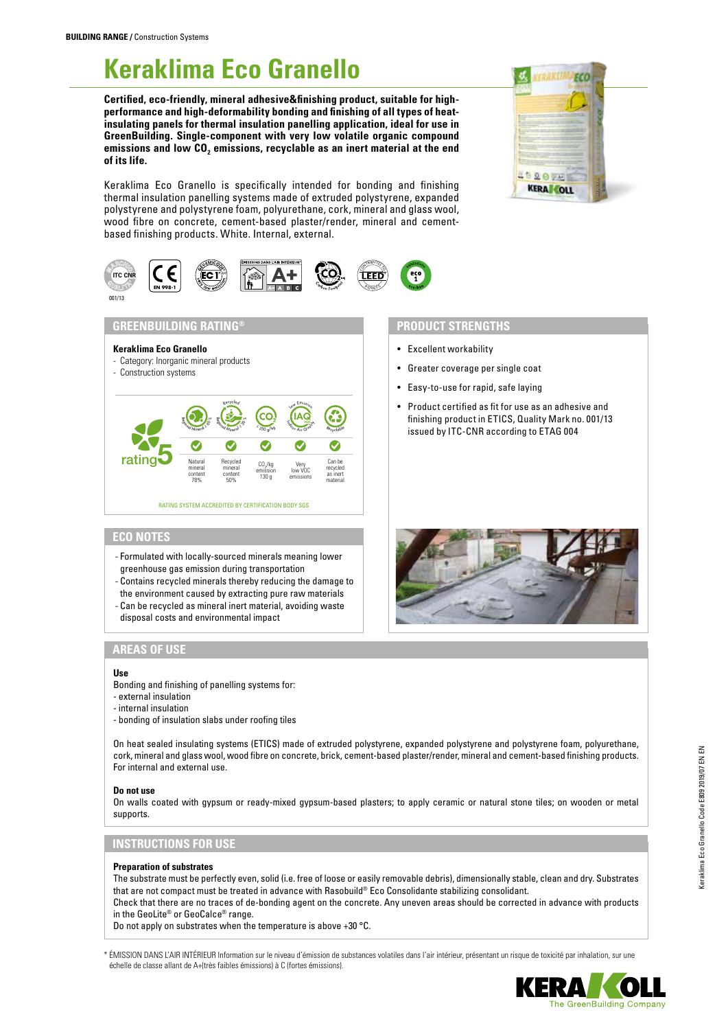**BUILDING RANGE /** Construction Systems

# Keraklima Eco Granello

**Certified, eco-friendly, mineral adhesive&finishing product, suitable for high-performance and high-deformability bonding and finishing of all types of heat-insulating panels for thermal insulation panelling application, ideal for use in GreenBuilding. Single-component with very low volatile organic compound emissions and low $CO_2$ emissions, recyclable as an inert material at the end of its life.**

Keraklima Eco Granello is specifically intended for bonding and finishing thermal insulation panelling systems made of extruded polystyrene, expanded polystyrene and polystyrene foam, polyurethane, cork, mineral and glass wool, wood fibre on concrete, cement-based plaster/render, mineral and cement-based finishing products. White. Internal, external.

001/13

## GREENBUILDING RATING®

**Keraklima Eco Granello**
- Category: Inorganic mineral products
- Construction systems

rating 5

| Natural mineral content 78% | Recycled mineral content 50% | $CO_2$/kg emission 130 g | Very low VOC emissions | Can be recycled as inert material |
|---|---|---|---|---|

RATING SYSTEM ACCREDITED BY CERTIFICATION BODY SGS

## PRODUCT STRENGTHS

- Excellent workability
- Greater coverage per single coat
- Easy-to-use for rapid, safe laying
- Product certified as fit for use as an adhesive and finishing product in ETICS, Quality Mark no. 001/13 issued by ITC-CNR according to ETAG 004

## ECO NOTES

- Formulated with locally-sourced minerals meaning lower greenhouse gas emission during transportation
- Contains recycled minerals thereby reducing the damage to the environment caused by extracting pure raw materials
- Can be recycled as mineral inert material, avoiding waste disposal costs and environmental impact

## AREAS OF USE

**Use**

Bonding and finishing of panelling systems for:
- external insulation
- internal insulation
- bonding of insulation slabs under roofing tiles

On heat sealed insulating systems (ETICS) made of extruded polystyrene, expanded polystyrene and polystyrene foam, polyurethane, cork, mineral and glass wool, wood fibre on concrete, brick, cement-based plaster/render, mineral and cement-based finishing products. For internal and external use.

**Do not use**

On walls coated with gypsum or ready-mixed gypsum-based plasters; to apply ceramic or natural stone tiles; on wooden or metal supports.

## INSTRUCTIONS FOR USE

**Preparation of substrates**

The substrate must be perfectly even, solid (i.e. free of loose or easily removable debris), dimensionally stable, clean and dry. Substrates that are not compact must be treated in advance with Rasobuild® Eco Consolidante stabilizing consolidant.

Check that there are no traces of de-bonding agent on the concrete. Any uneven areas should be corrected in advance with products in the GeoLite® or GeoCalce® range.

Do not apply on substrates when the temperature is above +30 °C.

\* ÉMISSION DANS L'AIR INTÉRIEUR Information sur le niveau d'émission de substances volatiles dans l'air intérieur, présentant un risque de toxicité par inhalation, sur une échelle de classe allant de A+(très faibles émissions) à C (fortes émissions).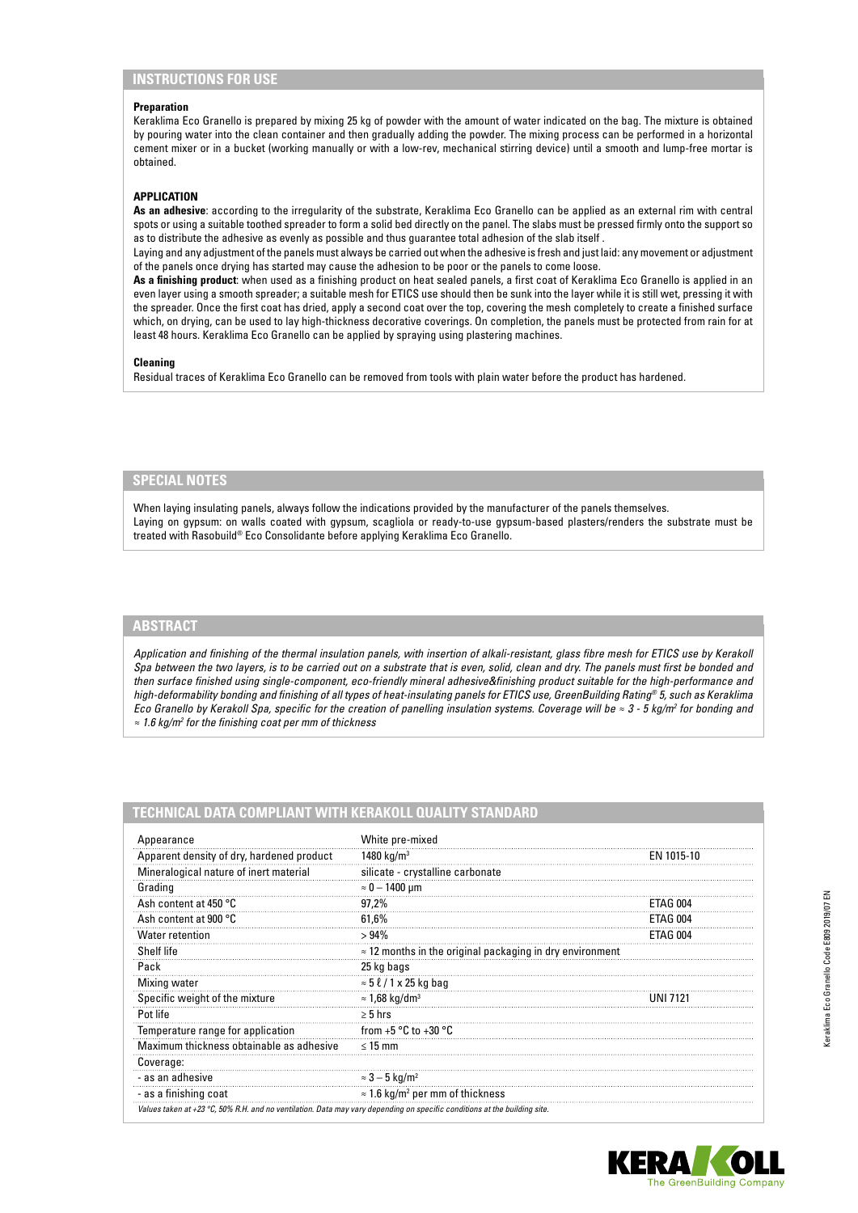## INSTRUCTIONS FOR USE

**Preparation**
Keraklima Eco Granello is prepared by mixing 25 kg of powder with the amount of water indicated on the bag. The mixture is obtained by pouring water into the clean container and then gradually adding the powder. The mixing process can be performed in a horizontal cement mixer or in a bucket (working manually or with a low-rev, mechanical stirring device) until a smooth and lump-free mortar is obtained.

**APPLICATION**
**As an adhesive**: according to the irregularity of the substrate, Keraklima Eco Granello can be applied as an external rim with central spots or using a suitable toothed spreader to form a solid bed directly on the panel. The slabs must be pressed firmly onto the support so as to distribute the adhesive as evenly as possible and thus guarantee total adhesion of the slab itself .
Laying and any adjustment of the panels must always be carried out when the adhesive is fresh and just laid: any movement or adjustment of the panels once drying has started may cause the adhesion to be poor or the panels to come loose.
**As a finishing product**: when used as a finishing product on heat sealed panels, a first coat of Keraklima Eco Granello is applied in an even layer using a smooth spreader; a suitable mesh for ETICS use should then be sunk into the layer while it is still wet, pressing it with the spreader. Once the first coat has dried, apply a second coat over the top, covering the mesh completely to create a finished surface which, on drying, can be used to lay high-thickness decorative coverings. On completion, the panels must be protected from rain for at least 48 hours. Keraklima Eco Granello can be applied by spraying using plastering machines.

**Cleaning**
Residual traces of Keraklima Eco Granello can be removed from tools with plain water before the product has hardened.

## SPECIAL NOTES

When laying insulating panels, always follow the indications provided by the manufacturer of the panels themselves.
Laying on gypsum: on walls coated with gypsum, scagliola or ready-to-use gypsum-based plasters/renders the substrate must be treated with Rasobuild® Eco Consolidante before applying Keraklima Eco Granello.

## ABSTRACT

*Application and finishing of the thermal insulation panels, with insertion of alkali-resistant, glass fibre mesh for ETICS use by Kerakoll Spa between the two layers, is to be carried out on a substrate that is even, solid, clean and dry. The panels must first be bonded and then surface finished using single-component, eco-friendly mineral adhesive&finishing product suitable for the high-performance and high-deformability bonding and finishing of all types of heat-insulating panels for ETICS use, GreenBuilding Rating® 5, such as Keraklima Eco Granello by Kerakoll Spa, specific for the creation of panelling insulation systems. Coverage will be ≈ 3 - 5 kg/m² for bonding and ≈ 1.6 kg/m² for the finishing coat per mm of thickness*

## TECHNICAL DATA COMPLIANT WITH KERAKOLL QUALITY STANDARD

| | | |
|---|---|---|
| Appearance | White pre-mixed | |
| Apparent density of dry, hardened product | 1480 kg/m³ | EN 1015-10 |
| Mineralogical nature of inert material | silicate - crystalline carbonate | |
| Grading | ≈ 0 – 1400 μm | |
| Ash content at 450 °C | 97,2% | ETAG 004 |
| Ash content at 900 °C | 61,6% | ETAG 004 |
| Water retention | > 94% | ETAG 004 |
| Shelf life | ≈ 12 months in the original packaging in dry environment | |
| Pack | 25 kg bags | |
| Mixing water | ≈ 5 ℓ / 1 x 25 kg bag | |
| Specific weight of the mixture | ≈ 1,68 kg/dm³ | UNI 7121 |
| Pot life | ≥ 5 hrs | |
| Temperature range for application | from +5 °C to +30 °C | |
| Maximum thickness obtainable as adhesive | ≤ 15 mm | |
| Coverage: | | |
| - as an adhesive | ≈ 3 – 5 kg/m² | |
| - as a finishing coat | ≈ 1.6 kg/m² per mm of thickness | |

*Values taken at +23 °C, 50% R.H. and no ventilation. Data may vary depending on specific conditions at the building site.*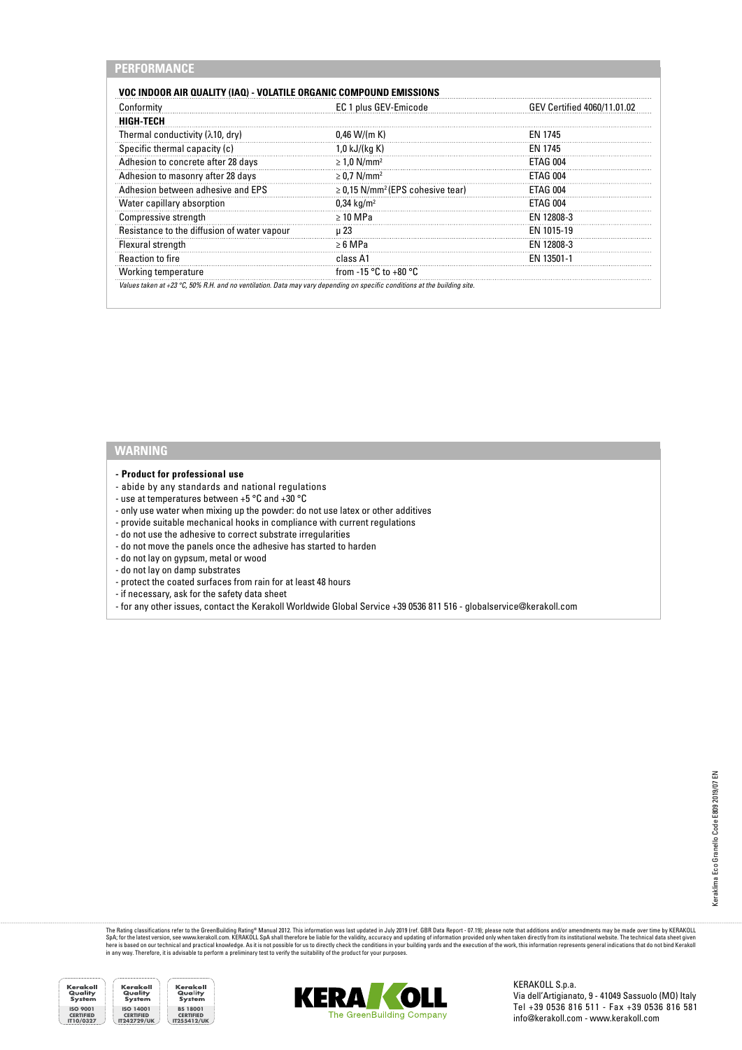## PERFORMANCE

| VOC INDOOR AIR QUALITY (IAQ) - VOLATILE ORGANIC COMPOUND EMISSIONS | | |
|---|---|---|
| Conformity | EC 1 plus GEV-Emicode | GEV Certified 4060/11.01.02 |
| **HIGH-TECH** | | |
| Thermal conductivity (λ10, dry) | 0,46 W/(m K) | EN 1745 |
| Specific thermal capacity (c) | 1,0 kJ/(kg K) | EN 1745 |
| Adhesion to concrete after 28 days | ≥ 1,0 N/mm² | ETAG 004 |
| Adhesion to masonry after 28 days | ≥ 0,7 N/mm² | ETAG 004 |
| Adhesion between adhesive and EPS | ≥ 0,15 N/mm² (EPS cohesive tear) | ETAG 004 |
| Water capillary absorption | 0,34 kg/m² | ETAG 004 |
| Compressive strength | ≥ 10 MPa | EN 12808-3 |
| Resistance to the diffusion of water vapour | μ 23 | EN 1015-19 |
| Flexural strength | ≥ 6 MPa | EN 12808-3 |
| Reaction to fire | class A1 | EN 13501-1 |
| Working temperature | from -15 °C to +80 °C | |

*Values taken at +23 °C, 50% R.H. and no ventilation. Data may vary depending on specific conditions at the building site.*

## WARNING

- **Product for professional use**
- abide by any standards and national regulations
- use at temperatures between +5 °C and +30 °C
- only use water when mixing up the powder: do not use latex or other additives
- provide suitable mechanical hooks in compliance with current regulations
- do not use the adhesive to correct substrate irregularities
- do not move the panels once the adhesive has started to harden
- do not lay on gypsum, metal or wood
- do not lay on damp substrates
- protect the coated surfaces from rain for at least 48 hours
- if necessary, ask for the safety data sheet
- for any other issues, contact the Kerakoll Worldwide Global Service +39 0536 811 516 - globalservice@kerakoll.com

Keraklima Eco Granello Code E809 2019/07 EN

The Rating classifications refer to the GreenBuilding Rating® Manual 2012. This information was last updated in July 2019 (ref. GBR Data Report - 07.19); please note that additions and/or amendments may be made over time by KERAKOLL SpA; for the latest version, see www.kerakoll.com. KERAKOLL SpA shall therefore be liable for the validity, accuracy and updating of information provided only when taken directly from its institutional website. The technical data sheet given here is based on our technical and practical knowledge. As it is not possible for us to directly check the conditions in your building yards and the execution of the work, this information represents general indications that do not bind Kerakoll in any way. Therefore, it is advisable to perform a preliminary test to verify the suitability of the product for your purposes.

Kerakoll Quality System ISO 9001 CERTIFIED IT10/0327

Kerakoll Quality System ISO 14001 CERTIFIED IT242729/UK

Kerakoll Quality System BS 18001 CERTIFIED IT255412/UK

KERAKOLL The GreenBuilding Company

KERAKOLL S.p.a.
Via dell'Artigianato, 9 - 41049 Sassuolo (MO) Italy
Tel +39 0536 816 511 - Fax +39 0536 816 581
info@kerakoll.com - www.kerakoll.com